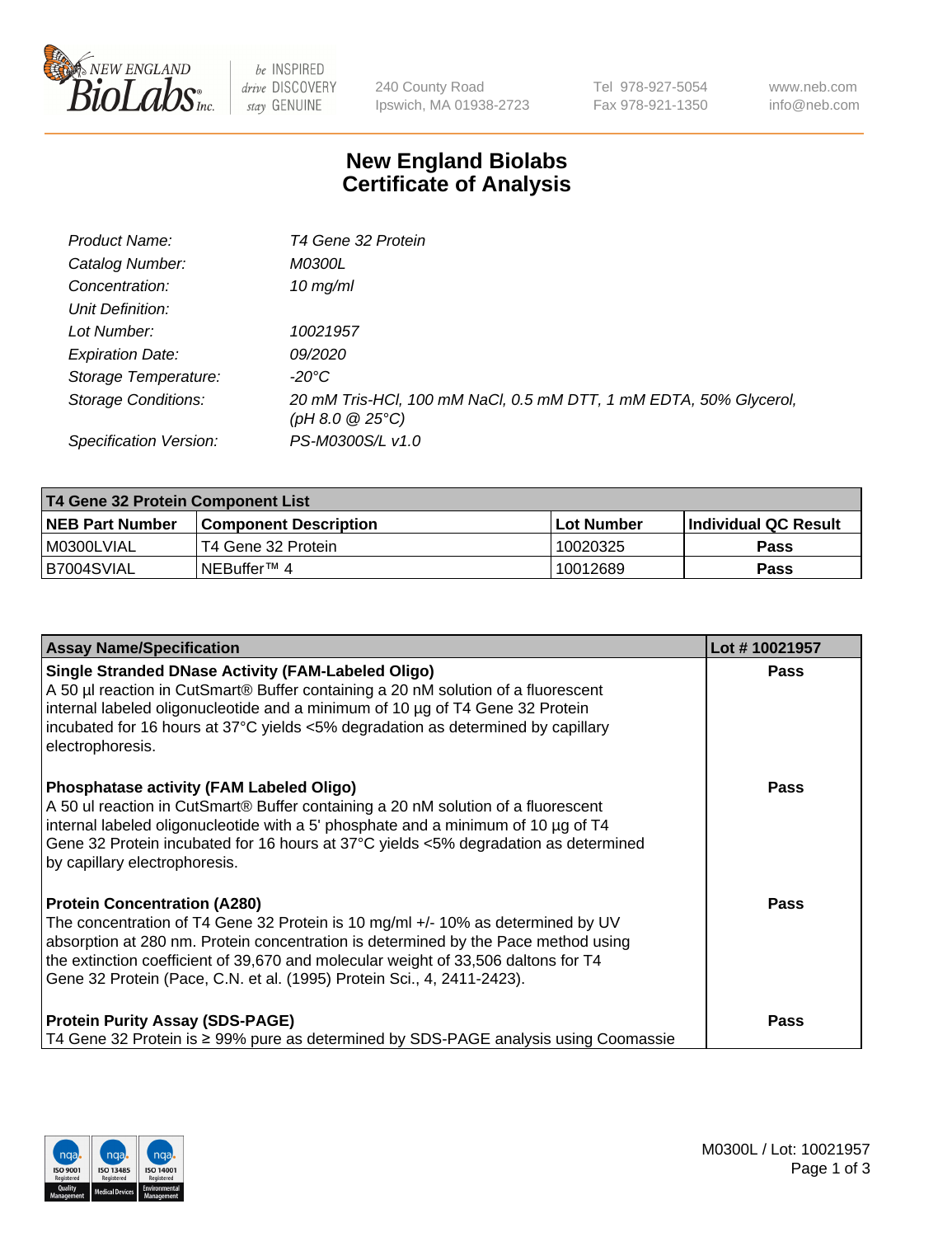# New England Biolabs Certificate of Analysis

| | |
|---|---|
| *Product Name:* | *T4 Gene 32 Protein* |
| *Catalog Number:* | *M0300L* |
| *Concentration:* | *10 mg/ml* |
| *Unit Definition:* | |
| *Lot Number:* | *10021957* |
| *Expiration Date:* | *09/2020* |
| *Storage Temperature:* | *-20°C* |
| *Storage Conditions:* | *20 mM Tris-HCl, 100 mM NaCl, 0.5 mM DTT, 1 mM EDTA, 50% Glycerol, (pH 8.0 @ 25°C)* |
| *Specification Version:* | *PS-M0300S/L v1.0* |

| T4 Gene 32 Protein Component List | | | |
|---|---|---|---|
| **NEB Part Number** | **Component Description** | **Lot Number** | **Individual QC Result** |
| M0300LVIAL | T4 Gene 32 Protein | 10020325 | **Pass** |
| B7004SVIAL | NEBuffer™ 4 | 10012689 | **Pass** |

| Assay Name/Specification | Lot # 10021957 |
|---|---|
| **Single Stranded DNase Activity (FAM-Labeled Oligo)**<br>A 50 µl reaction in CutSmart® Buffer containing a 20 nM solution of a fluorescent internal labeled oligonucleotide and a minimum of 10 µg of T4 Gene 32 Protein incubated for 16 hours at 37°C yields <5% degradation as determined by capillary electrophoresis. | **Pass** |
| **Phosphatase activity (FAM Labeled Oligo)**<br>A 50 ul reaction in CutSmart® Buffer containing a 20 nM solution of a fluorescent internal labeled oligonucleotide with a 5' phosphate and a minimum of 10 µg of T4 Gene 32 Protein incubated for 16 hours at 37°C yields <5% degradation as determined by capillary electrophoresis. | **Pass** |
| **Protein Concentration (A280)**<br>The concentration of T4 Gene 32 Protein is 10 mg/ml +/- 10% as determined by UV absorption at 280 nm. Protein concentration is determined by the Pace method using the extinction coefficient of 39,670 and molecular weight of 33,506 daltons for T4 Gene 32 Protein (Pace, C.N. et al. (1995) Protein Sci., 4, 2411-2423). | **Pass** |
| **Protein Purity Assay (SDS-PAGE)**<br>T4 Gene 32 Protein is ≥ 99% pure as determined by SDS-PAGE analysis using Coomassie | **Pass** |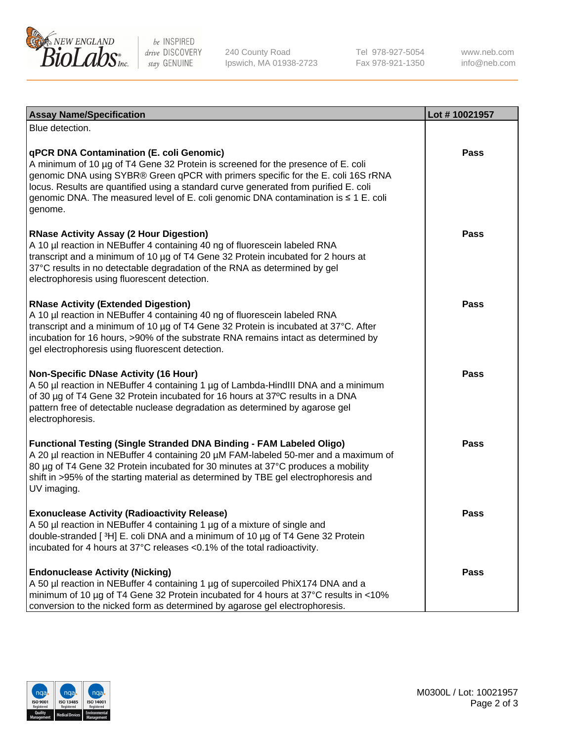| Assay Name/Specification | Lot # 10021957 |
|---|---|
| Blue detection. | |
| **qPCR DNA Contamination (E. coli Genomic)**<br>A minimum of 10 µg of T4 Gene 32 Protein is screened for the presence of E. coli genomic DNA using SYBR® Green qPCR with primers specific for the E. coli 16S rRNA locus. Results are quantified using a standard curve generated from purified E. coli genomic DNA. The measured level of E. coli genomic DNA contamination is ≤ 1 E. coli genome. | Pass |
| **RNase Activity Assay (2 Hour Digestion)**<br>A 10 µl reaction in NEBuffer 4 containing 40 ng of fluorescein labeled RNA transcript and a minimum of 10 µg of T4 Gene 32 Protein incubated for 2 hours at 37°C results in no detectable degradation of the RNA as determined by gel electrophoresis using fluorescent detection. | Pass |
| **RNase Activity (Extended Digestion)**<br>A 10 µl reaction in NEBuffer 4 containing 40 ng of fluorescein labeled RNA transcript and a minimum of 10 µg of T4 Gene 32 Protein is incubated at 37°C. After incubation for 16 hours, >90% of the substrate RNA remains intact as determined by gel electrophoresis using fluorescent detection. | Pass |
| **Non-Specific DNase Activity (16 Hour)**<br>A 50 µl reaction in NEBuffer 4 containing 1 µg of Lambda-HindIII DNA and a minimum of 30 µg of T4 Gene 32 Protein incubated for 16 hours at 37ºC results in a DNA pattern free of detectable nuclease degradation as determined by agarose gel electrophoresis. | Pass |
| **Functional Testing (Single Stranded DNA Binding - FAM Labeled Oligo)**<br>A 20 µl reaction in NEBuffer 4 containing 20 µM FAM-labeled 50-mer and a maximum of 80 µg of T4 Gene 32 Protein incubated for 30 minutes at 37°C produces a mobility shift in >95% of the starting material as determined by TBE gel electrophoresis and UV imaging. | Pass |
| **Exonuclease Activity (Radioactivity Release)**<br>A 50 µl reaction in NEBuffer 4 containing 1 µg of a mixture of single and double-stranded [ $^{3}H$] E. coli DNA and a minimum of 10 µg of T4 Gene 32 Protein incubated for 4 hours at 37°C releases <0.1% of the total radioactivity. | Pass |
| **Endonuclease Activity (Nicking)**<br>A 50 µl reaction in NEBuffer 4 containing 1 µg of supercoiled PhiX174 DNA and a minimum of 10 µg of T4 Gene 32 Protein incubated for 4 hours at 37°C results in <10% conversion to the nicked form as determined by agarose gel electrophoresis. | Pass |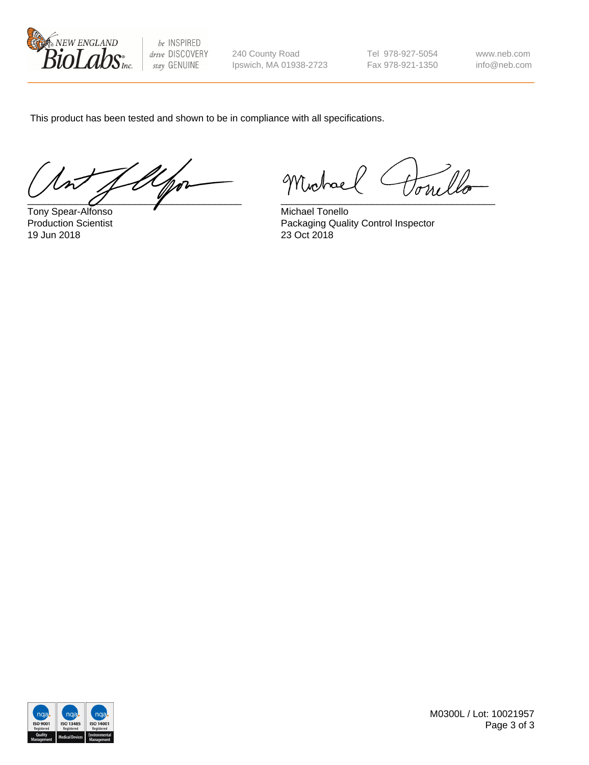This product has been tested and shown to be in compliance with all specifications.

Tony Spear-Alfonso
Production Scientist
19 Jun 2018

Michael Tonello
Packaging Quality Control Inspector
23 Oct 2018

M0300L / Lot: 10021957